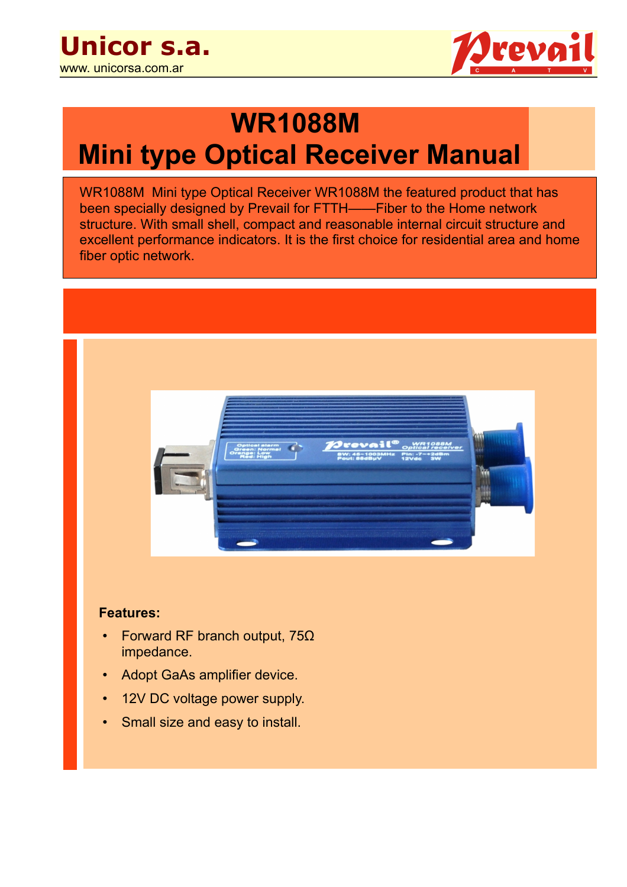**Unicor s.a.**
www. unicorsa.com.ar

# WR1088M
# Mini type Optical Receiver Manual

WR1088M Mini type Optical Receiver WR1088M the featured product that has been specially designed by Prevail for FTTH——Fiber to the Home network structure. With small shell, compact and reasonable internal circuit structure and excellent performance indicators. It is the first choice for residential area and home fiber optic network.

**Features:**

- Forward RF branch output, 75Ω impedance.
- Adopt GaAs amplifier device.
- 12V DC voltage power supply.
- Small size and easy to install.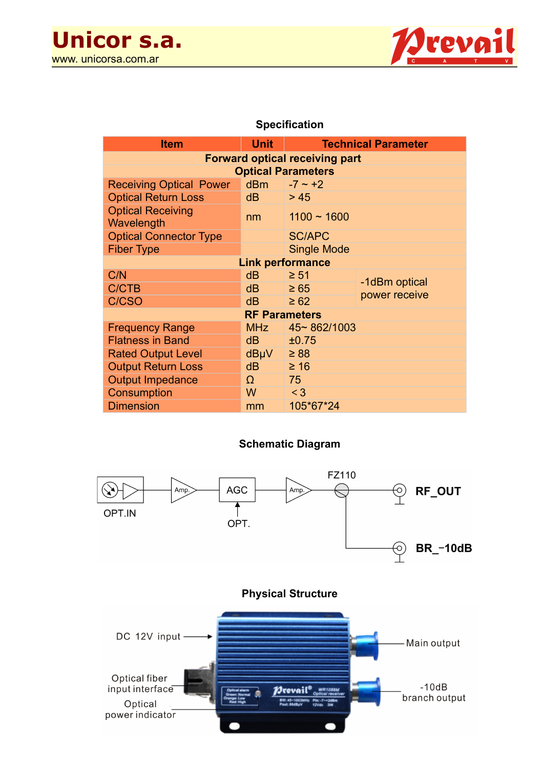## Specification

| Item | Unit | Technical Parameter | |
|---|---|---|---|
| **Forward optical receiving part** | | | |
| **Optical Parameters** | | | |
| Receiving Optical Power | dBm | -7 ~ +2 | |
| Optical Return Loss | dB | > 45 | |
| Optical Receiving Wavelength | nm | 1100 ~ 1600 | |
| Optical Connector Type | | SC/APC | |
| Fiber Type | | Single Mode | |
| **Link performance** | | | |
| C/N | dB | ≥ 51 | -1dBm optical power receive |
| C/CTB | dB | ≥ 65 | |
| C/CSO | dB | ≥ 62 | |
| **RF Parameters** | | | |
| Frequency Range | MHz | 45~ 862/1003 | |
| Flatness in Band | dB | ±0.75 | |
| Rated Output Level | dBμV | ≥ 88 | |
| Output Return Loss | dB | ≥ 16 | |
| Output Impedance | Ω | 75 | |
| Consumption | W | < 3 | |
| Dimension | mm | 105*67*24 | |

## Schematic Diagram

OPT.IN → Amp. → AGC (OPT.) → Amp. → FZ110 → RF_OUT / BR_-10dB

## Physical Structure

DC 12V input

Optical fiber input interface

Optical power indicator

Main output

-10dB branch output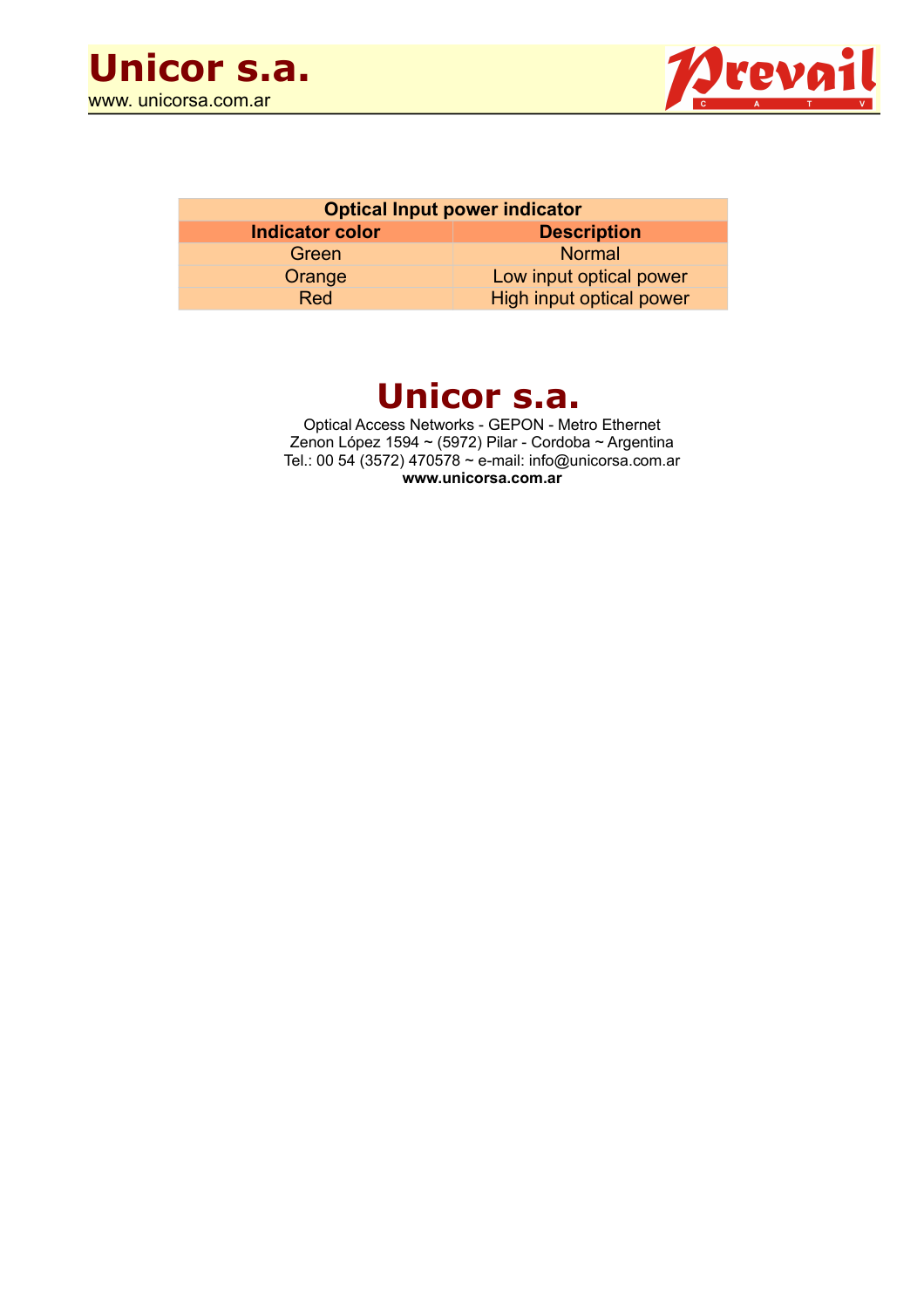| Optical Input power indicator | |
|---|---|
| **Indicator color** | **Description** |
| Green | Normal |
| Orange | Low input optical power |
| Red | High input optical power |

# Unicor s.a.

Optical Access Networks - GEPON - Metro Ethernet
Zenon López 1594 ~ (5972) Pilar - Cordoba ~ Argentina
Tel.: 00 54 (3572) 470578 ~ e-mail: info@unicorsa.com.ar
**www.unicorsa.com.ar**